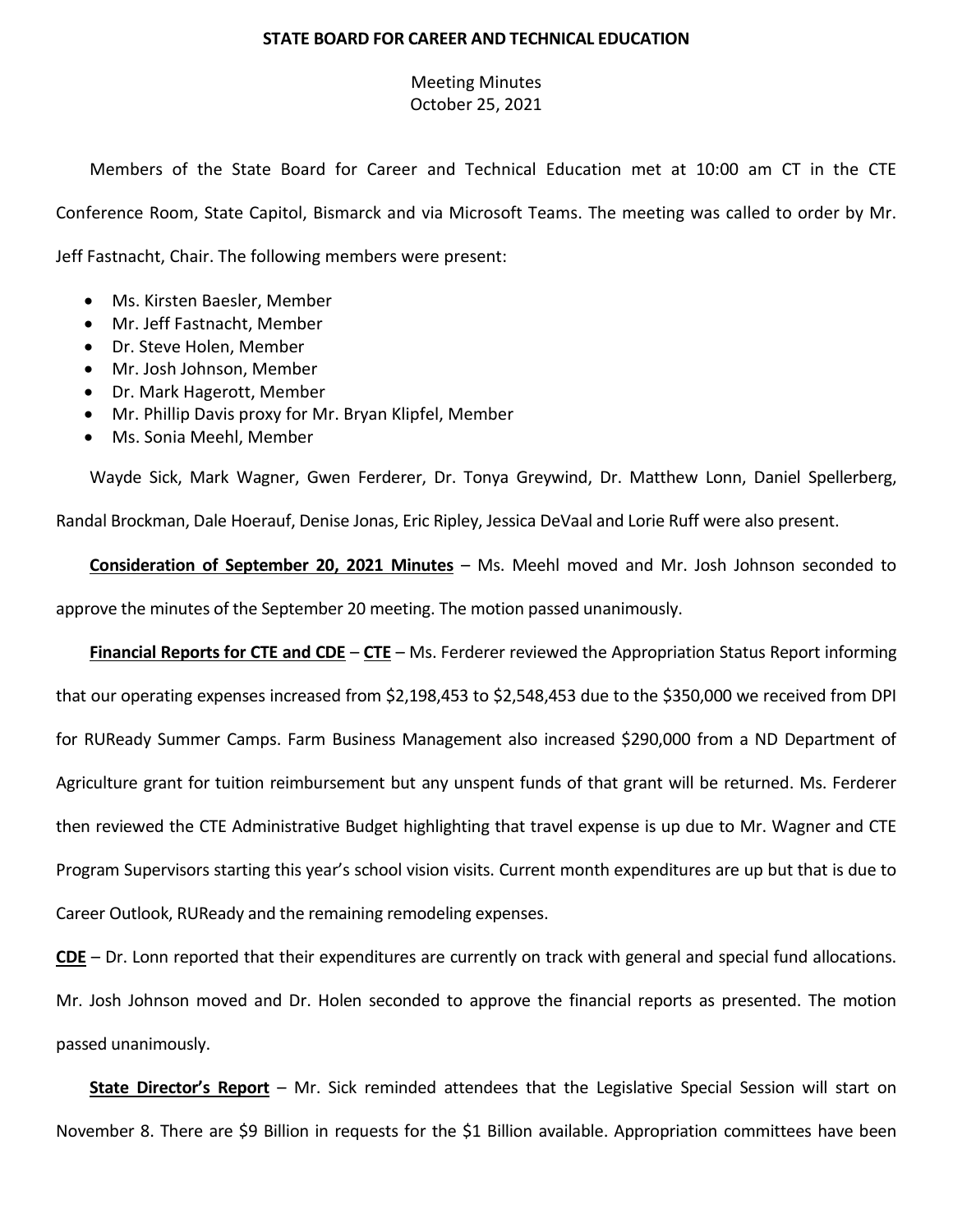**STATE BOARD FOR CAREER AND TECHNICAL EDUCATION**

Meeting Minutes
October 25, 2021

Members of the State Board for Career and Technical Education met at 10:00 am CT in the CTE Conference Room, State Capitol, Bismarck and via Microsoft Teams. The meeting was called to order by Mr. Jeff Fastnacht, Chair. The following members were present:

- Ms. Kirsten Baesler, Member
- Mr. Jeff Fastnacht, Member
- Dr. Steve Holen, Member
- Mr. Josh Johnson, Member
- Dr. Mark Hagerott, Member
- Mr. Phillip Davis proxy for Mr. Bryan Klipfel, Member
- Ms. Sonia Meehl, Member

Wayde Sick, Mark Wagner, Gwen Ferderer, Dr. Tonya Greywind, Dr. Matthew Lonn, Daniel Spellerberg, Randal Brockman, Dale Hoerauf, Denise Jonas, Eric Ripley, Jessica DeVaal and Lorie Ruff were also present.

**Consideration of September 20, 2021 Minutes** – Ms. Meehl moved and Mr. Josh Johnson seconded to approve the minutes of the September 20 meeting. The motion passed unanimously.

**Financial Reports for CTE and CDE** – **CTE** – Ms. Ferderer reviewed the Appropriation Status Report informing that our operating expenses increased from $2,198,453 to $2,548,453 due to the $350,000 we received from DPI for RUReady Summer Camps. Farm Business Management also increased $290,000 from a ND Department of Agriculture grant for tuition reimbursement but any unspent funds of that grant will be returned. Ms. Ferderer then reviewed the CTE Administrative Budget highlighting that travel expense is up due to Mr. Wagner and CTE Program Supervisors starting this year's school vision visits. Current month expenditures are up but that is due to Career Outlook, RUReady and the remaining remodeling expenses.

**CDE** – Dr. Lonn reported that their expenditures are currently on track with general and special fund allocations. Mr. Josh Johnson moved and Dr. Holen seconded to approve the financial reports as presented. The motion passed unanimously.

**State Director's Report** – Mr. Sick reminded attendees that the Legislative Special Session will start on November 8. There are $9 Billion in requests for the $1 Billion available. Appropriation committees have been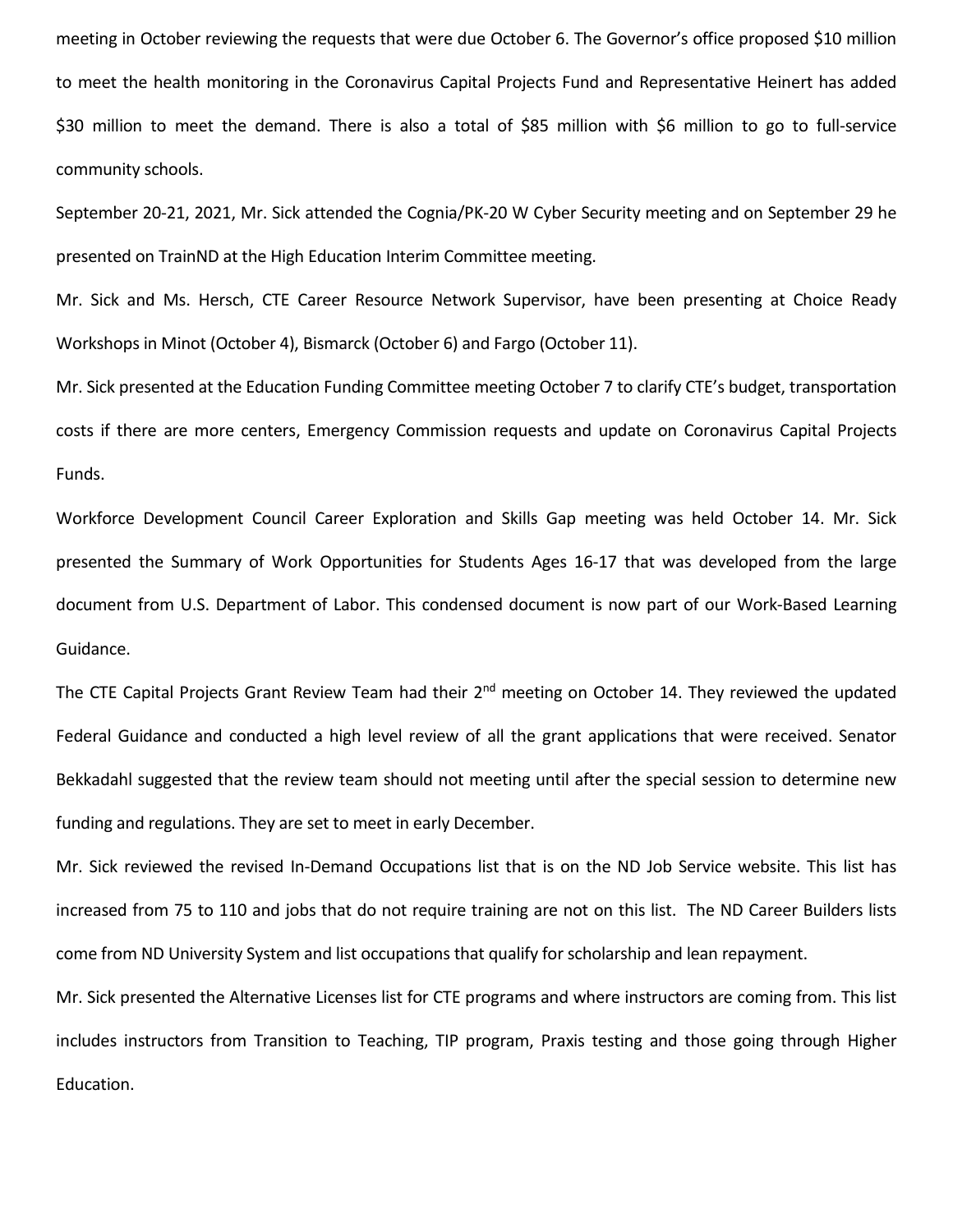meeting in October reviewing the requests that were due October 6. The Governor's office proposed $10 million to meet the health monitoring in the Coronavirus Capital Projects Fund and Representative Heinert has added $30 million to meet the demand. There is also a total of $85 million with $6 million to go to full-service community schools.

September 20-21, 2021, Mr. Sick attended the Cognia/PK-20 W Cyber Security meeting and on September 29 he presented on TrainND at the High Education Interim Committee meeting.

Mr. Sick and Ms. Hersch, CTE Career Resource Network Supervisor, have been presenting at Choice Ready Workshops in Minot (October 4), Bismarck (October 6) and Fargo (October 11).

Mr. Sick presented at the Education Funding Committee meeting October 7 to clarify CTE's budget, transportation costs if there are more centers, Emergency Commission requests and update on Coronavirus Capital Projects Funds.

Workforce Development Council Career Exploration and Skills Gap meeting was held October 14. Mr. Sick presented the Summary of Work Opportunities for Students Ages 16-17 that was developed from the large document from U.S. Department of Labor. This condensed document is now part of our Work-Based Learning Guidance.

The CTE Capital Projects Grant Review Team had their 2nd meeting on October 14. They reviewed the updated Federal Guidance and conducted a high level review of all the grant applications that were received. Senator Bekkadahl suggested that the review team should not meeting until after the special session to determine new funding and regulations. They are set to meet in early December.

Mr. Sick reviewed the revised In-Demand Occupations list that is on the ND Job Service website. This list has increased from 75 to 110 and jobs that do not require training are not on this list. The ND Career Builders lists come from ND University System and list occupations that qualify for scholarship and lean repayment.

Mr. Sick presented the Alternative Licenses list for CTE programs and where instructors are coming from. This list includes instructors from Transition to Teaching, TIP program, Praxis testing and those going through Higher Education.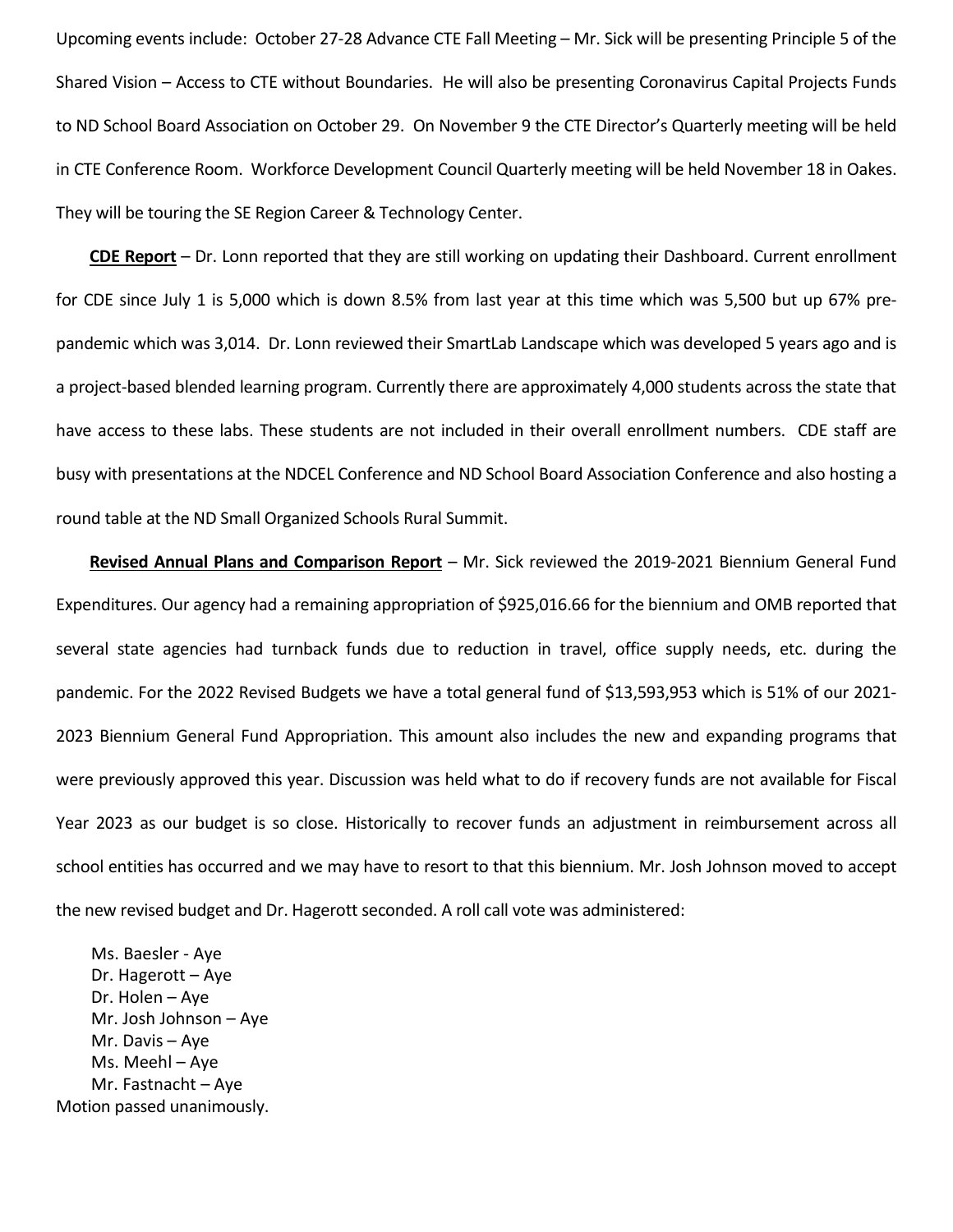Upcoming events include: October 27-28 Advance CTE Fall Meeting – Mr. Sick will be presenting Principle 5 of the Shared Vision – Access to CTE without Boundaries. He will also be presenting Coronavirus Capital Projects Funds to ND School Board Association on October 29. On November 9 the CTE Director's Quarterly meeting will be held in CTE Conference Room. Workforce Development Council Quarterly meeting will be held November 18 in Oakes. They will be touring the SE Region Career & Technology Center.

**CDE Report** – Dr. Lonn reported that they are still working on updating their Dashboard. Current enrollment for CDE since July 1 is 5,000 which is down 8.5% from last year at this time which was 5,500 but up 67% pre-pandemic which was 3,014. Dr. Lonn reviewed their SmartLab Landscape which was developed 5 years ago and is a project-based blended learning program. Currently there are approximately 4,000 students across the state that have access to these labs. These students are not included in their overall enrollment numbers. CDE staff are busy with presentations at the NDCEL Conference and ND School Board Association Conference and also hosting a round table at the ND Small Organized Schools Rural Summit.

**Revised Annual Plans and Comparison Report** – Mr. Sick reviewed the 2019-2021 Biennium General Fund Expenditures. Our agency had a remaining appropriation of $925,016.66 for the biennium and OMB reported that several state agencies had turnback funds due to reduction in travel, office supply needs, etc. during the pandemic. For the 2022 Revised Budgets we have a total general fund of $13,593,953 which is 51% of our 2021-2023 Biennium General Fund Appropriation. This amount also includes the new and expanding programs that were previously approved this year. Discussion was held what to do if recovery funds are not available for Fiscal Year 2023 as our budget is so close. Historically to recover funds an adjustment in reimbursement across all school entities has occurred and we may have to resort to that this biennium. Mr. Josh Johnson moved to accept the new revised budget and Dr. Hagerott seconded. A roll call vote was administered:

Ms. Baesler - Aye
Dr. Hagerott – Aye
Dr. Holen – Aye
Mr. Josh Johnson – Aye
Mr. Davis – Aye
Ms. Meehl – Aye
Mr. Fastnacht – Aye

Motion passed unanimously.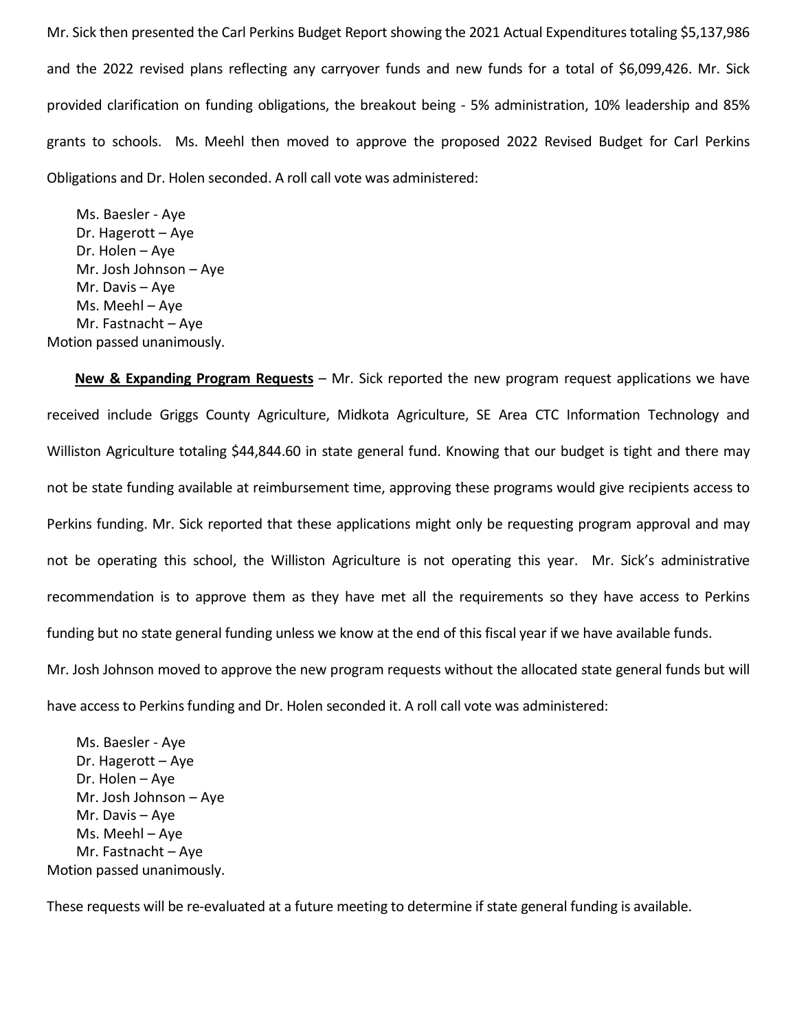Mr. Sick then presented the Carl Perkins Budget Report showing the 2021 Actual Expenditures totaling $5,137,986 and the 2022 revised plans reflecting any carryover funds and new funds for a total of $6,099,426. Mr. Sick provided clarification on funding obligations, the breakout being - 5% administration, 10% leadership and 85% grants to schools. Ms. Meehl then moved to approve the proposed 2022 Revised Budget for Carl Perkins Obligations and Dr. Holen seconded. A roll call vote was administered:

Ms. Baesler - Aye
Dr. Hagerott – Aye
Dr. Holen – Aye
Mr. Josh Johnson – Aye
Mr. Davis – Aye
Ms. Meehl – Aye
Mr. Fastnacht – Aye

Motion passed unanimously.

**New & Expanding Program Requests** – Mr. Sick reported the new program request applications we have received include Griggs County Agriculture, Midkota Agriculture, SE Area CTC Information Technology and Williston Agriculture totaling $44,844.60 in state general fund. Knowing that our budget is tight and there may not be state funding available at reimbursement time, approving these programs would give recipients access to Perkins funding. Mr. Sick reported that these applications might only be requesting program approval and may not be operating this school, the Williston Agriculture is not operating this year. Mr. Sick's administrative recommendation is to approve them as they have met all the requirements so they have access to Perkins funding but no state general funding unless we know at the end of this fiscal year if we have available funds.

Mr. Josh Johnson moved to approve the new program requests without the allocated state general funds but will have access to Perkins funding and Dr. Holen seconded it. A roll call vote was administered:

Ms. Baesler - Aye
Dr. Hagerott – Aye
Dr. Holen – Aye
Mr. Josh Johnson – Aye
Mr. Davis – Aye
Ms. Meehl – Aye
Mr. Fastnacht – Aye

Motion passed unanimously.

These requests will be re-evaluated at a future meeting to determine if state general funding is available.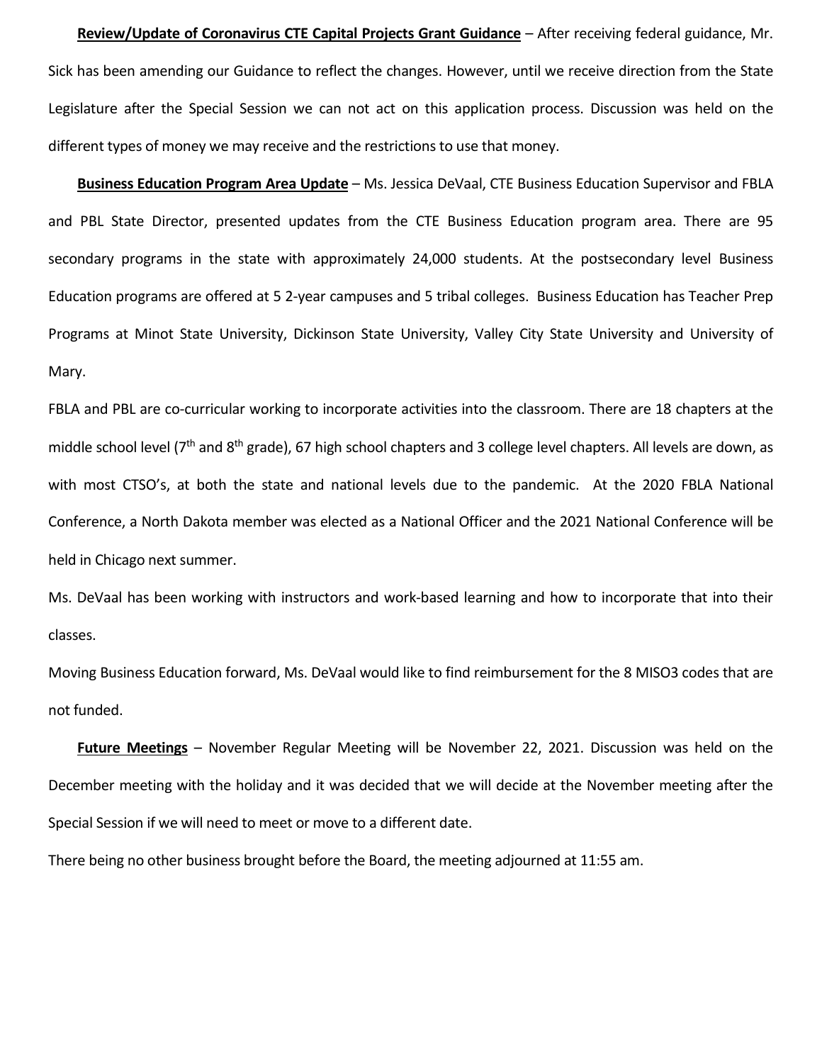**Review/Update of Coronavirus CTE Capital Projects Grant Guidance** – After receiving federal guidance, Mr. Sick has been amending our Guidance to reflect the changes. However, until we receive direction from the State Legislature after the Special Session we can not act on this application process. Discussion was held on the different types of money we may receive and the restrictions to use that money.

**Business Education Program Area Update** – Ms. Jessica DeVaal, CTE Business Education Supervisor and FBLA and PBL State Director, presented updates from the CTE Business Education program area. There are 95 secondary programs in the state with approximately 24,000 students. At the postsecondary level Business Education programs are offered at 5 2-year campuses and 5 tribal colleges. Business Education has Teacher Prep Programs at Minot State University, Dickinson State University, Valley City State University and University of Mary.

FBLA and PBL are co-curricular working to incorporate activities into the classroom. There are 18 chapters at the middle school level (7th and 8th grade), 67 high school chapters and 3 college level chapters. All levels are down, as with most CTSO's, at both the state and national levels due to the pandemic. At the 2020 FBLA National Conference, a North Dakota member was elected as a National Officer and the 2021 National Conference will be held in Chicago next summer.

Ms. DeVaal has been working with instructors and work-based learning and how to incorporate that into their classes.

Moving Business Education forward, Ms. DeVaal would like to find reimbursement for the 8 MISO3 codes that are not funded.

**Future Meetings** – November Regular Meeting will be November 22, 2021. Discussion was held on the December meeting with the holiday and it was decided that we will decide at the November meeting after the Special Session if we will need to meet or move to a different date.

There being no other business brought before the Board, the meeting adjourned at 11:55 am.